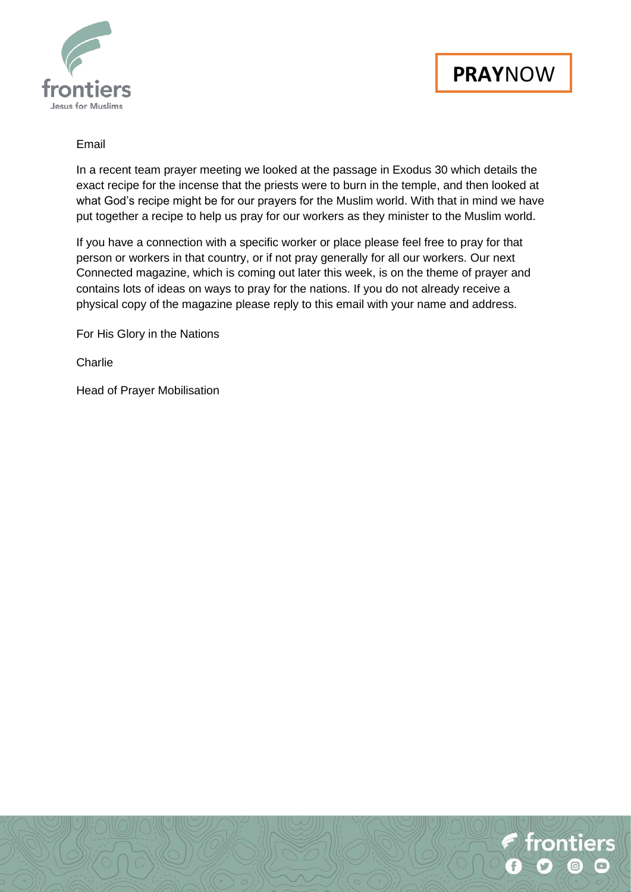**PRAY**NOW

Email

In a recent team prayer meeting we looked at the passage in Exodus 30 which details the exact recipe for the incense that the priests were to burn in the temple, and then looked at what God's recipe might be for our prayers for the Muslim world. With that in mind we have put together a recipe to help us pray for our workers as they minister to the Muslim world.

If you have a connection with a specific worker or place please feel free to pray for that person or workers in that country, or if not pray generally for all our workers. Our next Connected magazine, which is coming out later this week, is on the theme of prayer and contains lots of ideas on ways to pray for the nations. If you do not already receive a physical copy of the magazine please reply to this email with your name and address.

For His Glory in the Nations

Charlie

Head of Prayer Mobilisation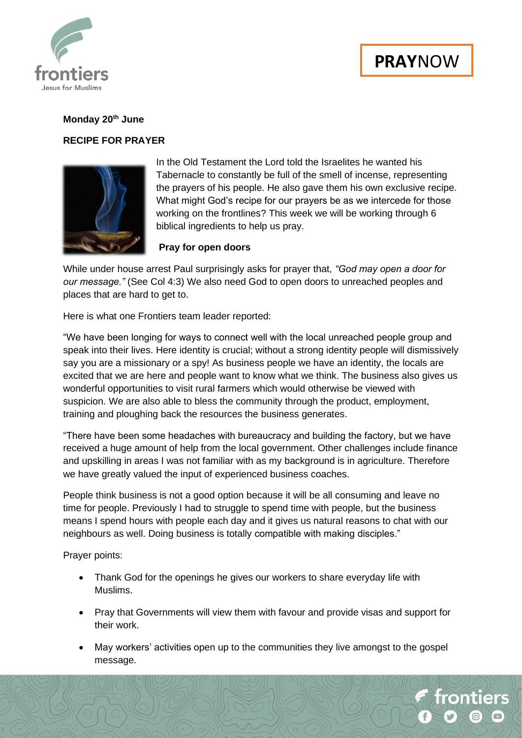**PRAYNOW**

**Monday 20th June**

**RECIPE FOR PRAYER**

In the Old Testament the Lord told the Israelites he wanted his Tabernacle to constantly be full of the smell of incense, representing the prayers of his people. He also gave them his own exclusive recipe. What might God's recipe for our prayers be as we intercede for those working on the frontlines? This week we will be working through 6 biblical ingredients to help us pray.

**Pray for open doors**

While under house arrest Paul surprisingly asks for prayer that, *"God may open a door for our message."* (See Col 4:3) We also need God to open doors to unreached peoples and places that are hard to get to.

Here is what one Frontiers team leader reported:

"We have been longing for ways to connect well with the local unreached people group and speak into their lives. Here identity is crucial; without a strong identity people will dismissively say you are a missionary or a spy! As business people we have an identity, the locals are excited that we are here and people want to know what we think. The business also gives us wonderful opportunities to visit rural farmers which would otherwise be viewed with suspicion. We are also able to bless the community through the product, employment, training and ploughing back the resources the business generates.

"There have been some headaches with bureaucracy and building the factory, but we have received a huge amount of help from the local government. Other challenges include finance and upskilling in areas I was not familiar with as my background is in agriculture. Therefore we have greatly valued the input of experienced business coaches.

People think business is not a good option because it will be all consuming and leave no time for people. Previously I had to struggle to spend time with people, but the business means I spend hours with people each day and it gives us natural reasons to chat with our neighbours as well. Doing business is totally compatible with making disciples."

Prayer points:

- Thank God for the openings he gives our workers to share everyday life with Muslims.
- Pray that Governments will view them with favour and provide visas and support for their work.
- May workers' activities open up to the communities they live amongst to the gospel message.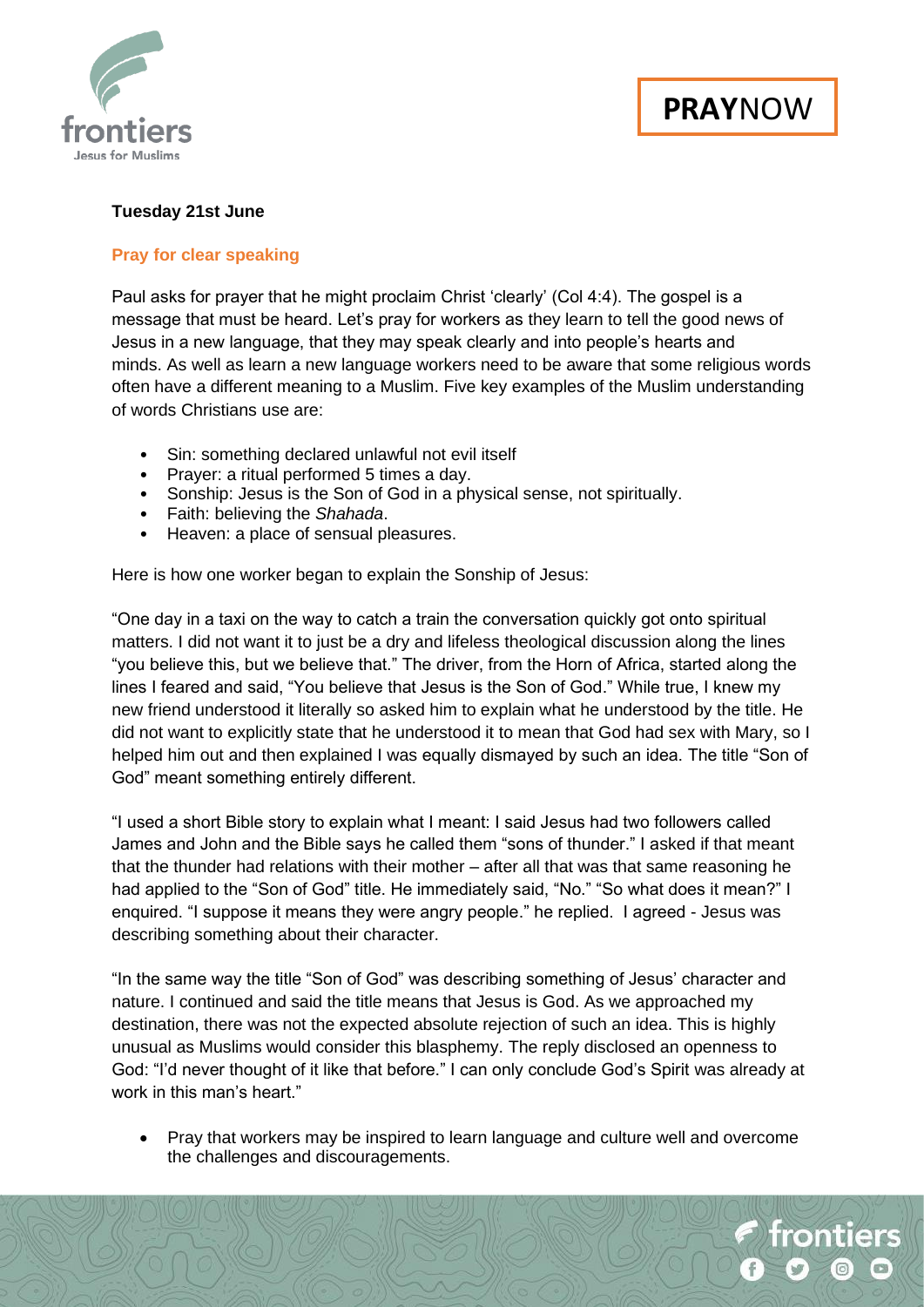**Tuesday 21st June**

## Pray for clear speaking

Paul asks for prayer that he might proclaim Christ 'clearly' (Col 4:4). The gospel is a message that must be heard. Let's pray for workers as they learn to tell the good news of Jesus in a new language, that they may speak clearly and into people's hearts and minds. As well as learn a new language workers need to be aware that some religious words often have a different meaning to a Muslim. Five key examples of the Muslim understanding of words Christians use are:

- Sin: something declared unlawful not evil itself
- Prayer: a ritual performed 5 times a day.
- Sonship: Jesus is the Son of God in a physical sense, not spiritually.
- Faith: believing the *Shahada*.
- Heaven: a place of sensual pleasures.

Here is how one worker began to explain the Sonship of Jesus:

"One day in a taxi on the way to catch a train the conversation quickly got onto spiritual matters. I did not want it to just be a dry and lifeless theological discussion along the lines "you believe this, but we believe that." The driver, from the Horn of Africa, started along the lines I feared and said, "You believe that Jesus is the Son of God." While true, I knew my new friend understood it literally so asked him to explain what he understood by the title. He did not want to explicitly state that he understood it to mean that God had sex with Mary, so I helped him out and then explained I was equally dismayed by such an idea. The title "Son of God" meant something entirely different.

"I used a short Bible story to explain what I meant: I said Jesus had two followers called James and John and the Bible says he called them "sons of thunder." I asked if that meant that the thunder had relations with their mother – after all that was that same reasoning he had applied to the "Son of God" title. He immediately said, "No." "So what does it mean?" I enquired. "I suppose it means they were angry people." he replied. I agreed - Jesus was describing something about their character.

"In the same way the title "Son of God" was describing something of Jesus' character and nature. I continued and said the title means that Jesus is God. As we approached my destination, there was not the expected absolute rejection of such an idea. This is highly unusual as Muslims would consider this blasphemy. The reply disclosed an openness to God: "I'd never thought of it like that before." I can only conclude God's Spirit was already at work in this man's heart."

- Pray that workers may be inspired to learn language and culture well and overcome the challenges and discouragements.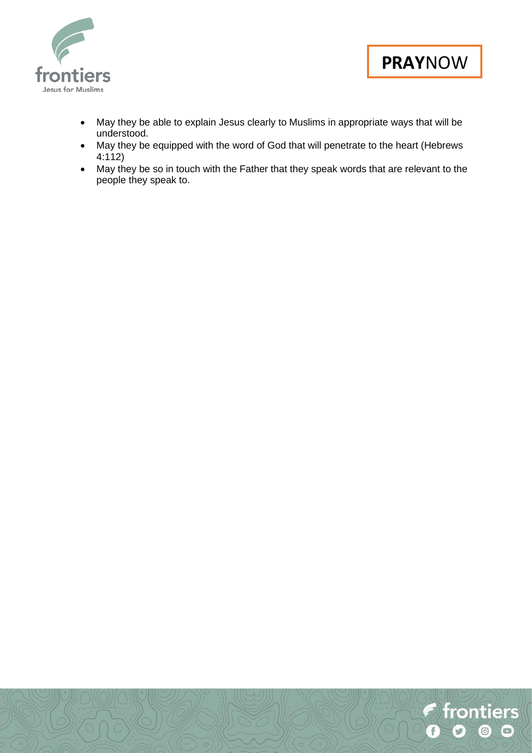- May they be able to explain Jesus clearly to Muslims in appropriate ways that will be understood.
- May they be equipped with the word of God that will penetrate to the heart (Hebrews 4:112)
- May they be so in touch with the Father that they speak words that are relevant to the people they speak to.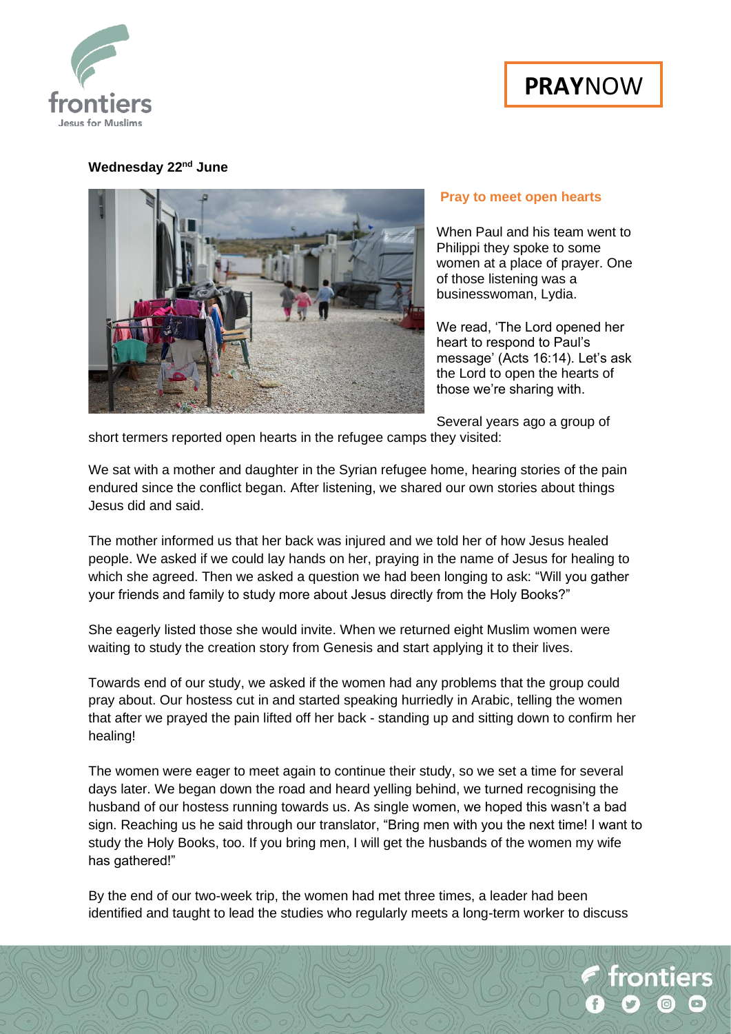**Wednesday 22nd June**

**Pray to meet open hearts**

When Paul and his team went to Philippi they spoke to some women at a place of prayer. One of those listening was a businesswoman, Lydia.

We read, 'The Lord opened her heart to respond to Paul's message' (Acts 16:14). Let's ask the Lord to open the hearts of those we're sharing with.

Several years ago a group of short termers reported open hearts in the refugee camps they visited:

We sat with a mother and daughter in the Syrian refugee home, hearing stories of the pain endured since the conflict began. After listening, we shared our own stories about things Jesus did and said.

The mother informed us that her back was injured and we told her of how Jesus healed people. We asked if we could lay hands on her, praying in the name of Jesus for healing to which she agreed. Then we asked a question we had been longing to ask: "Will you gather your friends and family to study more about Jesus directly from the Holy Books?"

She eagerly listed those she would invite. When we returned eight Muslim women were waiting to study the creation story from Genesis and start applying it to their lives.

Towards end of our study, we asked if the women had any problems that the group could pray about. Our hostess cut in and started speaking hurriedly in Arabic, telling the women that after we prayed the pain lifted off her back - standing up and sitting down to confirm her healing!

The women were eager to meet again to continue their study, so we set a time for several days later. We began down the road and heard yelling behind, we turned recognising the husband of our hostess running towards us. As single women, we hoped this wasn't a bad sign. Reaching us he said through our translator, "Bring men with you the next time! I want to study the Holy Books, too. If you bring men, I will get the husbands of the women my wife has gathered!"

By the end of our two-week trip, the women had met three times, a leader had been identified and taught to lead the studies who regularly meets a long-term worker to discuss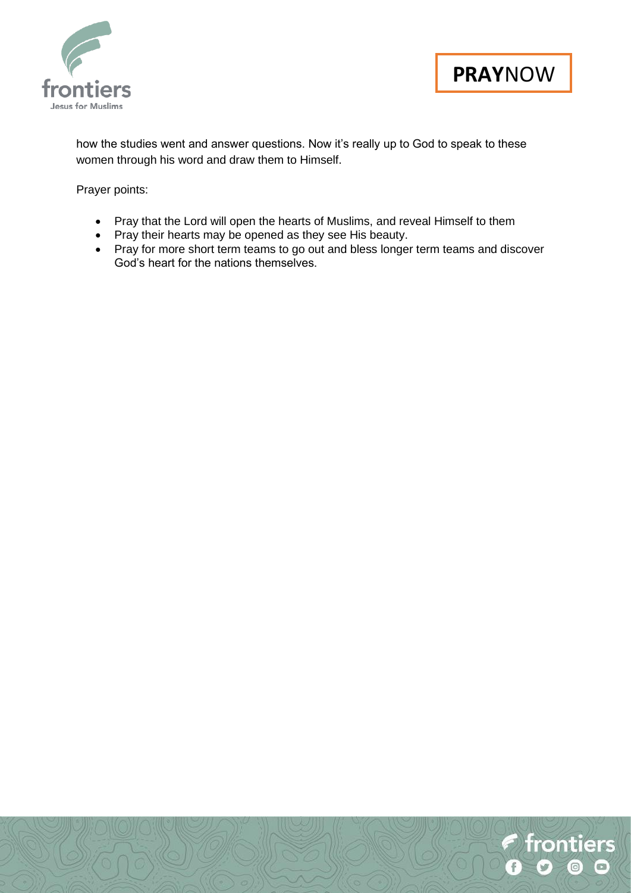how the studies went and answer questions. Now it's really up to God to speak to these women through his word and draw them to Himself.

Prayer points:

- Pray that the Lord will open the hearts of Muslims, and reveal Himself to them
- Pray their hearts may be opened as they see His beauty.
- Pray for more short term teams to go out and bless longer term teams and discover God's heart for the nations themselves.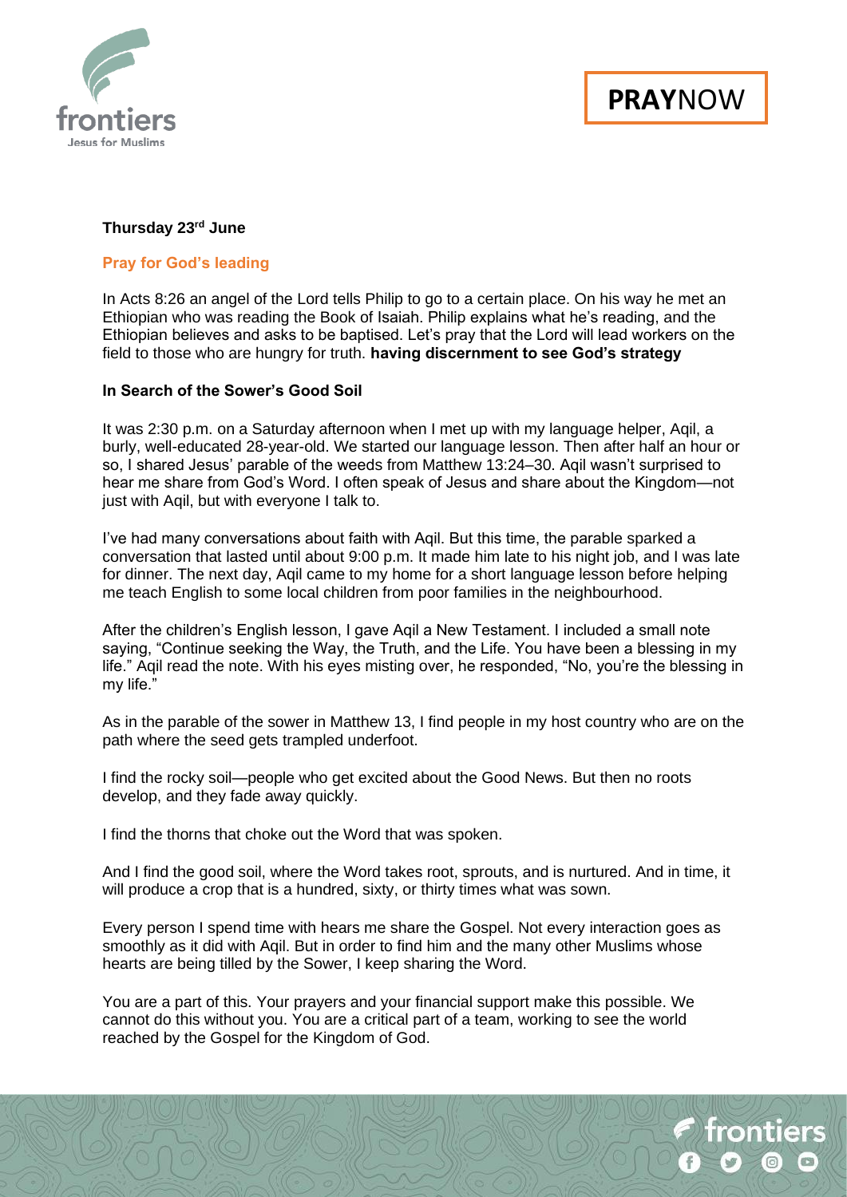**Thursday 23rd June**

**Pray for God's leading**

In Acts 8:26 an angel of the Lord tells Philip to go to a certain place. On his way he met an Ethiopian who was reading the Book of Isaiah. Philip explains what he's reading, and the Ethiopian believes and asks to be baptised. Let's pray that the Lord will lead workers on the field to those who are hungry for truth. **having discernment to see God's strategy**

**In Search of the Sower's Good Soil**

It was 2:30 p.m. on a Saturday afternoon when I met up with my language helper, Aqil, a burly, well-educated 28-year-old. We started our language lesson. Then after half an hour or so, I shared Jesus' parable of the weeds from Matthew 13:24–30. Aqil wasn't surprised to hear me share from God's Word. I often speak of Jesus and share about the Kingdom—not just with Aqil, but with everyone I talk to.

I've had many conversations about faith with Aqil. But this time, the parable sparked a conversation that lasted until about 9:00 p.m. It made him late to his night job, and I was late for dinner. The next day, Aqil came to my home for a short language lesson before helping me teach English to some local children from poor families in the neighbourhood.

After the children's English lesson, I gave Aqil a New Testament. I included a small note saying, "Continue seeking the Way, the Truth, and the Life. You have been a blessing in my life." Aqil read the note. With his eyes misting over, he responded, "No, you're the blessing in my life."

As in the parable of the sower in Matthew 13, I find people in my host country who are on the path where the seed gets trampled underfoot.

I find the rocky soil—people who get excited about the Good News. But then no roots develop, and they fade away quickly.

I find the thorns that choke out the Word that was spoken.

And I find the good soil, where the Word takes root, sprouts, and is nurtured. And in time, it will produce a crop that is a hundred, sixty, or thirty times what was sown.

Every person I spend time with hears me share the Gospel. Not every interaction goes as smoothly as it did with Aqil. But in order to find him and the many other Muslims whose hearts are being tilled by the Sower, I keep sharing the Word.

You are a part of this. Your prayers and your financial support make this possible. We cannot do this without you. You are a critical part of a team, working to see the world reached by the Gospel for the Kingdom of God.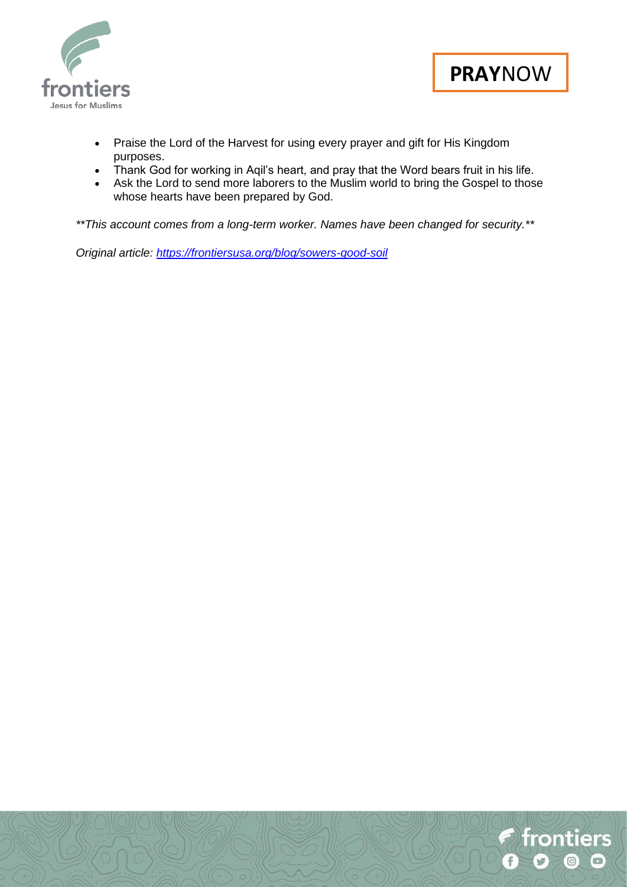**PRAY**NOW

- Praise the Lord of the Harvest for using every prayer and gift for His Kingdom purposes.
- Thank God for working in Aqil's heart, and pray that the Word bears fruit in his life.
- Ask the Lord to send more laborers to the Muslim world to bring the Gospel to those whose hearts have been prepared by God.

*\*\*This account comes from a long-term worker. Names have been changed for security.\*\**

*Original article: [https://frontiersusa.org/blog/sowers-good-soil](https://frontiersusa.org/blog/sowers-good-soil)*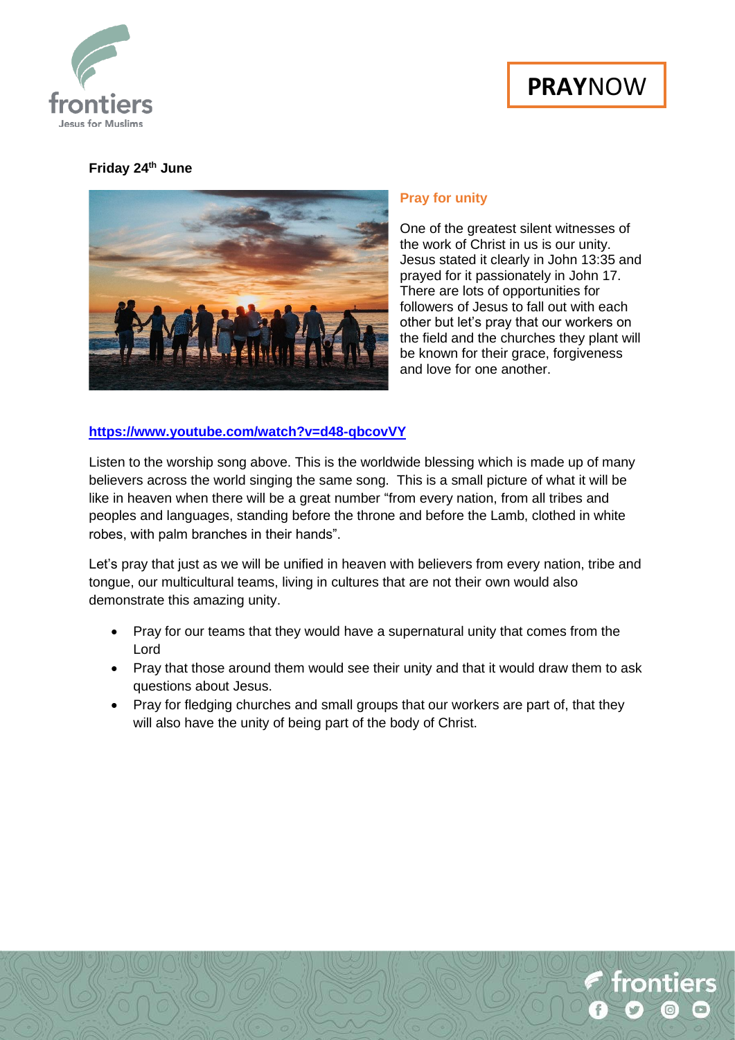**PRAYNOW**

**Friday 24th June**

### Pray for unity

One of the greatest silent witnesses of the work of Christ in us is our unity. Jesus stated it clearly in John 13:35 and prayed for it passionately in John 17. There are lots of opportunities for followers of Jesus to fall out with each other but let's pray that our workers on the field and the churches they plant will be known for their grace, forgiveness and love for one another.

**https://www.youtube.com/watch?v=d48-qbcovVY**

Listen to the worship song above. This is the worldwide blessing which is made up of many believers across the world singing the same song. This is a small picture of what it will be like in heaven when there will be a great number "from every nation, from all tribes and peoples and languages, standing before the throne and before the Lamb, clothed in white robes, with palm branches in their hands".

Let's pray that just as we will be unified in heaven with believers from every nation, tribe and tongue, our multicultural teams, living in cultures that are not their own would also demonstrate this amazing unity.

- Pray for our teams that they would have a supernatural unity that comes from the Lord
- Pray that those around them would see their unity and that it would draw them to ask questions about Jesus.
- Pray for fledging churches and small groups that our workers are part of, that they will also have the unity of being part of the body of Christ.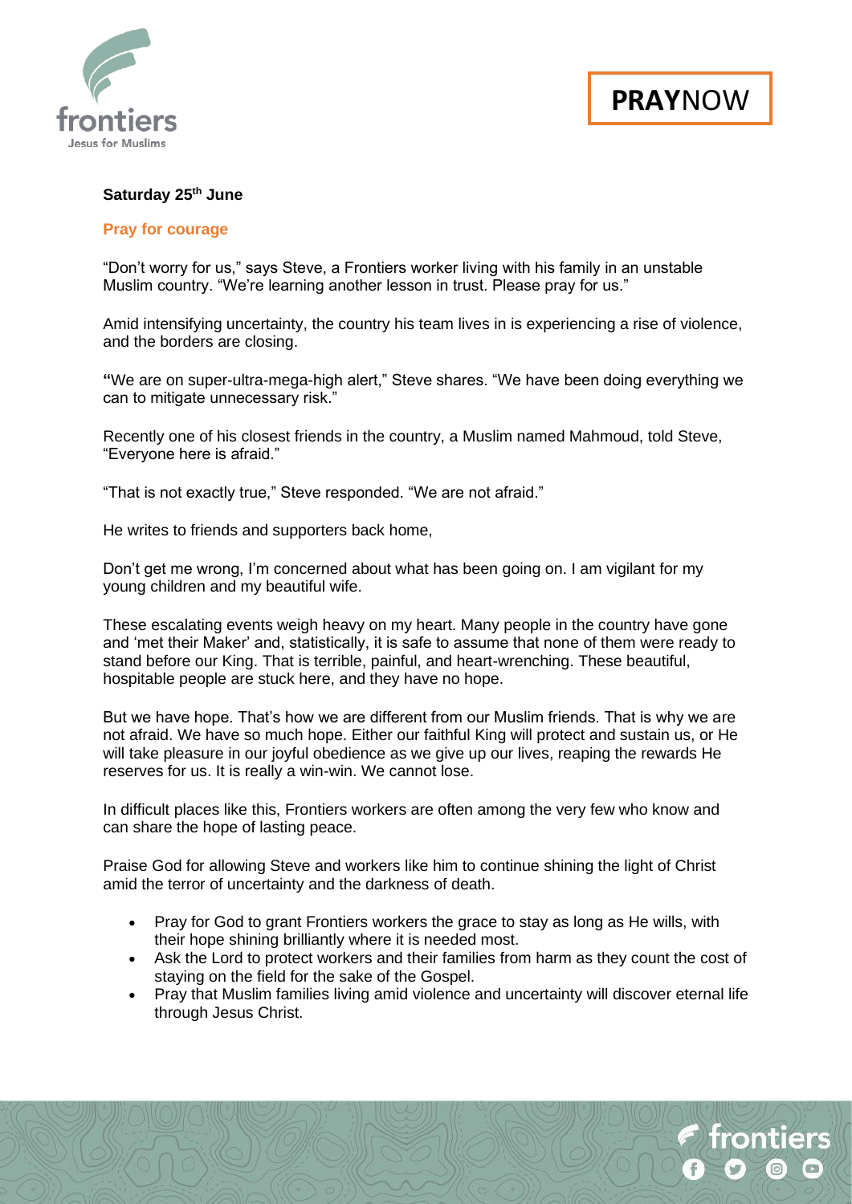**PRAY**NOW

**Saturday 25th June**

**Pray for courage**

"Don't worry for us," says Steve, a Frontiers worker living with his family in an unstable Muslim country. "We're learning another lesson in trust. Please pray for us."

Amid intensifying uncertainty, the country his team lives in is experiencing a rise of violence, and the borders are closing.

**"**We are on super-ultra-mega-high alert," Steve shares. "We have been doing everything we can to mitigate unnecessary risk."

Recently one of his closest friends in the country, a Muslim named Mahmoud, told Steve, "Everyone here is afraid."

"That is not exactly true," Steve responded. "We are not afraid."

He writes to friends and supporters back home,

Don't get me wrong, I'm concerned about what has been going on. I am vigilant for my young children and my beautiful wife.

These escalating events weigh heavy on my heart. Many people in the country have gone and 'met their Maker' and, statistically, it is safe to assume that none of them were ready to stand before our King. That is terrible, painful, and heart-wrenching. These beautiful, hospitable people are stuck here, and they have no hope.

But we have hope. That's how we are different from our Muslim friends. That is why we are not afraid. We have so much hope. Either our faithful King will protect and sustain us, or He will take pleasure in our joyful obedience as we give up our lives, reaping the rewards He reserves for us. It is really a win-win. We cannot lose.

In difficult places like this, Frontiers workers are often among the very few who know and can share the hope of lasting peace.

Praise God for allowing Steve and workers like him to continue shining the light of Christ amid the terror of uncertainty and the darkness of death.

- Pray for God to grant Frontiers workers the grace to stay as long as He wills, with their hope shining brilliantly where it is needed most.
- Ask the Lord to protect workers and their families from harm as they count the cost of staying on the field for the sake of the Gospel.
- Pray that Muslim families living amid violence and uncertainty will discover eternal life through Jesus Christ.